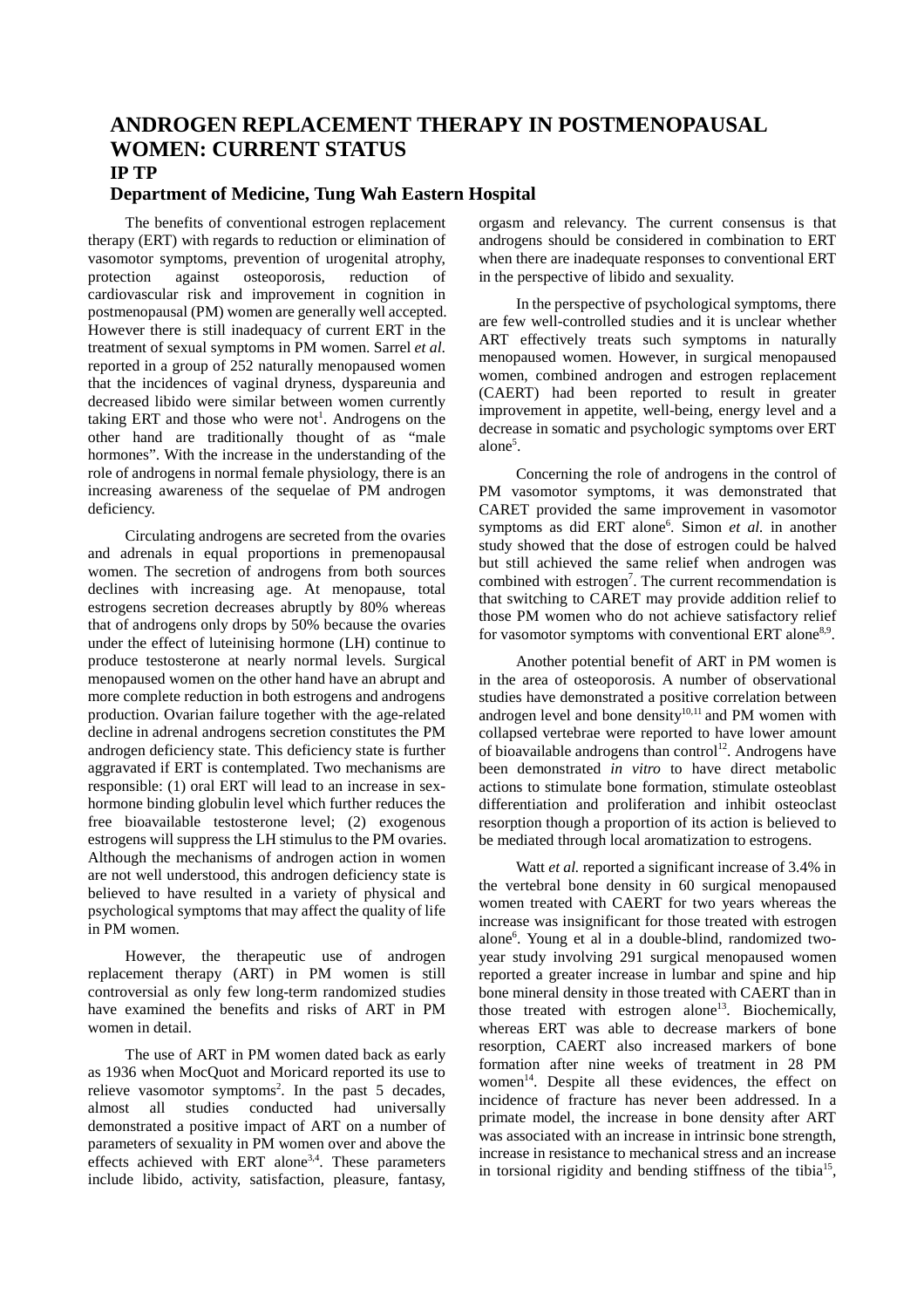# ANDROGEN REPLACEMENT THERAPY IN POSTMENOPAUSAL WOMEN: CURRENT STATUS

**IP TP**

**Department of Medicine, Tung Wah Eastern Hospital**

The benefits of conventional estrogen replacement therapy (ERT) with regards to reduction or elimination of vasomotor symptoms, prevention of urogenital atrophy, protection against osteoporosis, reduction of cardiovascular risk and improvement in cognition in postmenopausal (PM) women are generally well accepted. However there is still inadequacy of current ERT in the treatment of sexual symptoms in PM women. Sarrel *et al.* reported in a group of 252 naturally menopaused women that the incidences of vaginal dryness, dyspareunia and decreased libido were similar between women currently taking ERT and those who were not[1]. Androgens on the other hand are traditionally thought of as "male hormones". With the increase in the understanding of the role of androgens in normal female physiology, there is an increasing awareness of the sequelae of PM androgen deficiency.

Circulating androgens are secreted from the ovaries and adrenals in equal proportions in premenopausal women. The secretion of androgens from both sources declines with increasing age. At menopause, total estrogens secretion decreases abruptly by 80% whereas that of androgens only drops by 50% because the ovaries under the effect of luteinising hormone (LH) continue to produce testosterone at nearly normal levels. Surgical menopaused women on the other hand have an abrupt and more complete reduction in both estrogens and androgens production. Ovarian failure together with the age-related decline in adrenal androgens secretion constitutes the PM androgen deficiency state. This deficiency state is further aggravated if ERT is contemplated. Two mechanisms are responsible: (1) oral ERT will lead to an increase in sex-hormone binding globulin level which further reduces the free bioavailable testosterone level; (2) exogenous estrogens will suppress the LH stimulus to the PM ovaries. Although the mechanisms of androgen action in women are not well understood, this androgen deficiency state is believed to have resulted in a variety of physical and psychological symptoms that may affect the quality of life in PM women.

However, the therapeutic use of androgen replacement therapy (ART) in PM women is still controversial as only few long-term randomized studies have examined the benefits and risks of ART in PM women in detail.

The use of ART in PM women dated back as early as 1936 when MocQuot and Moricard reported its use to relieve vasomotor symptoms[2]. In the past 5 decades, almost all studies conducted had universally demonstrated a positive impact of ART on a number of parameters of sexuality in PM women over and above the effects achieved with ERT alone[3,4]. These parameters include libido, activity, satisfaction, pleasure, fantasy, orgasm and relevancy. The current consensus is that androgens should be considered in combination to ERT when there are inadequate responses to conventional ERT in the perspective of libido and sexuality.

In the perspective of psychological symptoms, there are few well-controlled studies and it is unclear whether ART effectively treats such symptoms in naturally menopaused women. However, in surgical menopaused women, combined androgen and estrogen replacement (CAERT) had been reported to result in greater improvement in appetite, well-being, energy level and a decrease in somatic and psychologic symptoms over ERT alone[5].

Concerning the role of androgens in the control of PM vasomotor symptoms, it was demonstrated that CARET provided the same improvement in vasomotor symptoms as did ERT alone[6]. Simon *et al.* in another study showed that the dose of estrogen could be halved but still achieved the same relief when androgen was combined with estrogen[7]. The current recommendation is that switching to CARET may provide addition relief to those PM women who do not achieve satisfactory relief for vasomotor symptoms with conventional ERT alone[8,9].

Another potential benefit of ART in PM women is in the area of osteoporosis. A number of observational studies have demonstrated a positive correlation between androgen level and bone density[10,11] and PM women with collapsed vertebrae were reported to have lower amount of bioavailable androgens than control[12]. Androgens have been demonstrated *in vitro* to have direct metabolic actions to stimulate bone formation, stimulate osteoblast differentiation and proliferation and inhibit osteoclast resorption though a proportion of its action is believed to be mediated through local aromatization to estrogens.

Watt *et al.* reported a significant increase of 3.4% in the vertebral bone density in 60 surgical menopaused women treated with CAERT for two years whereas the increase was insignificant for those treated with estrogen alone[6]. Young et al in a double-blind, randomized two-year study involving 291 surgical menopaused women reported a greater increase in lumbar and spine and hip bone mineral density in those treated with CAERT than in those treated with estrogen alone[13]. Biochemically, whereas ERT was able to decrease markers of bone resorption, CAERT also increased markers of bone formation after nine weeks of treatment in 28 PM women[14]. Despite all these evidences, the effect on incidence of fracture has never been addressed. In a primate model, the increase in bone density after ART was associated with an increase in intrinsic bone strength, increase in resistance to mechanical stress and an increase in torsional rigidity and bending stiffness of the tibia[15],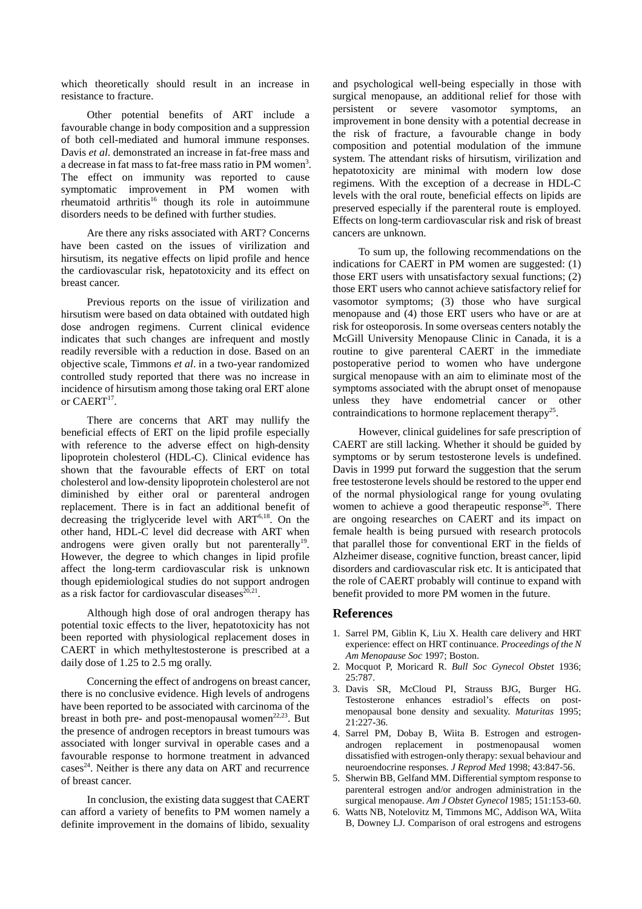which theoretically should result in an increase in resistance to fracture.

Other potential benefits of ART include a favourable change in body composition and a suppression of both cell-mediated and humoral immune responses. Davis *et al*. demonstrated an increase in fat-free mass and a decrease in fat mass to fat-free mass ratio in PM women[3]. The effect on immunity was reported to cause symptomatic improvement in PM women with rheumatoid arthritis[16] though its role in autoimmune disorders needs to be defined with further studies.

Are there any risks associated with ART? Concerns have been casted on the issues of virilization and hirsutism, its negative effects on lipid profile and hence the cardiovascular risk, hepatotoxicity and its effect on breast cancer.

Previous reports on the issue of virilization and hirsutism were based on data obtained with outdated high dose androgen regimens. Current clinical evidence indicates that such changes are infrequent and mostly readily reversible with a reduction in dose. Based on an objective scale, Timmons *et al*. in a two-year randomized controlled study reported that there was no increase in incidence of hirsutism among those taking oral ERT alone or CAERT[17].

There are concerns that ART may nullify the beneficial effects of ERT on the lipid profile especially with reference to the adverse effect on high-density lipoprotein cholesterol (HDL-C). Clinical evidence has shown that the favourable effects of ERT on total cholesterol and low-density lipoprotein cholesterol are not diminished by either oral or parenteral androgen replacement. There is in fact an additional benefit of decreasing the triglyceride level with ART[6,18]. On the other hand, HDL-C level did decrease with ART when androgens were given orally but not parenterally[19]. However, the degree to which changes in lipid profile affect the long-term cardiovascular risk is unknown though epidemiological studies do not support androgen as a risk factor for cardiovascular diseases[20,21].

Although high dose of oral androgen therapy has potential toxic effects to the liver, hepatotoxicity has not been reported with physiological replacement doses in CAERT in which methyltestosterone is prescribed at a daily dose of 1.25 to 2.5 mg orally.

Concerning the effect of androgens on breast cancer, there is no conclusive evidence. High levels of androgens have been reported to be associated with carcinoma of the breast in both pre- and post-menopausal women[22,23]. But the presence of androgen receptors in breast tumours was associated with longer survival in operable cases and a favourable response to hormone treatment in advanced cases[24]. Neither is there any data on ART and recurrence of breast cancer.

In conclusion, the existing data suggest that CAERT can afford a variety of benefits to PM women namely a definite improvement in the domains of libido, sexuality and psychological well-being especially in those with surgical menopause, an additional relief for those with persistent or severe vasomotor symptoms, an improvement in bone density with a potential decrease in the risk of fracture, a favourable change in body composition and potential modulation of the immune system. The attendant risks of hirsutism, virilization and hepatotoxicity are minimal with modern low dose regimens. With the exception of a decrease in HDL-C levels with the oral route, beneficial effects on lipids are preserved especially if the parenteral route is employed. Effects on long-term cardiovascular risk and risk of breast cancers are unknown.

To sum up, the following recommendations on the indications for CAERT in PM women are suggested: (1) those ERT users with unsatisfactory sexual functions; (2) those ERT users who cannot achieve satisfactory relief for vasomotor symptoms; (3) those who have surgical menopause and (4) those ERT users who have or are at risk for osteoporosis. In some overseas centers notably the McGill University Menopause Clinic in Canada, it is a routine to give parenteral CAERT in the immediate postoperative period to women who have undergone surgical menopause with an aim to eliminate most of the symptoms associated with the abrupt onset of menopause unless they have endometrial cancer or other contraindications to hormone replacement therapy[25].

However, clinical guidelines for safe prescription of CAERT are still lacking. Whether it should be guided by symptoms or by serum testosterone levels is undefined. Davis in 1999 put forward the suggestion that the serum free testosterone levels should be restored to the upper end of the normal physiological range for young ovulating women to achieve a good therapeutic response[26]. There are ongoing researches on CAERT and its impact on female health is being pursued with research protocols that parallel those for conventional ERT in the fields of Alzheimer disease, cognitive function, breast cancer, lipid disorders and cardiovascular risk etc. It is anticipated that the role of CAERT probably will continue to expand with benefit provided to more PM women in the future.

## References

1. Sarrel PM, Giblin K, Liu X. Health care delivery and HRT experience: effect on HRT continuance. *Proceedings of the N Am Menopause Soc* 1997; Boston.
2. Mocquot P, Moricard R. *Bull Soc Gynecol Obstet* 1936; 25:787.
3. Davis SR, McCloud PI, Strauss BJG, Burger HG. Testosterone enhances estradiol's effects on postmenopausal bone density and sexuality. *Maturitas* 1995; 21:227-36.
4. Sarrel PM, Dobay B, Wiita B. Estrogen and estrogen-androgen replacement in postmenopausal women dissatisfied with estrogen-only therapy: sexual behaviour and neuroendocrine responses. *J Reprod Med* 1998; 43:847-56.
5. Sherwin BB, Gelfand MM. Differential symptom response to parenteral estrogen and/or androgen administration in the surgical menopause. *Am J Obstet Gynecol* 1985; 151:153-60.
6. Watts NB, Notelovitz M, Timmons MC, Addison WA, Wiita B, Downey LJ. Comparison of oral estrogens and estrogens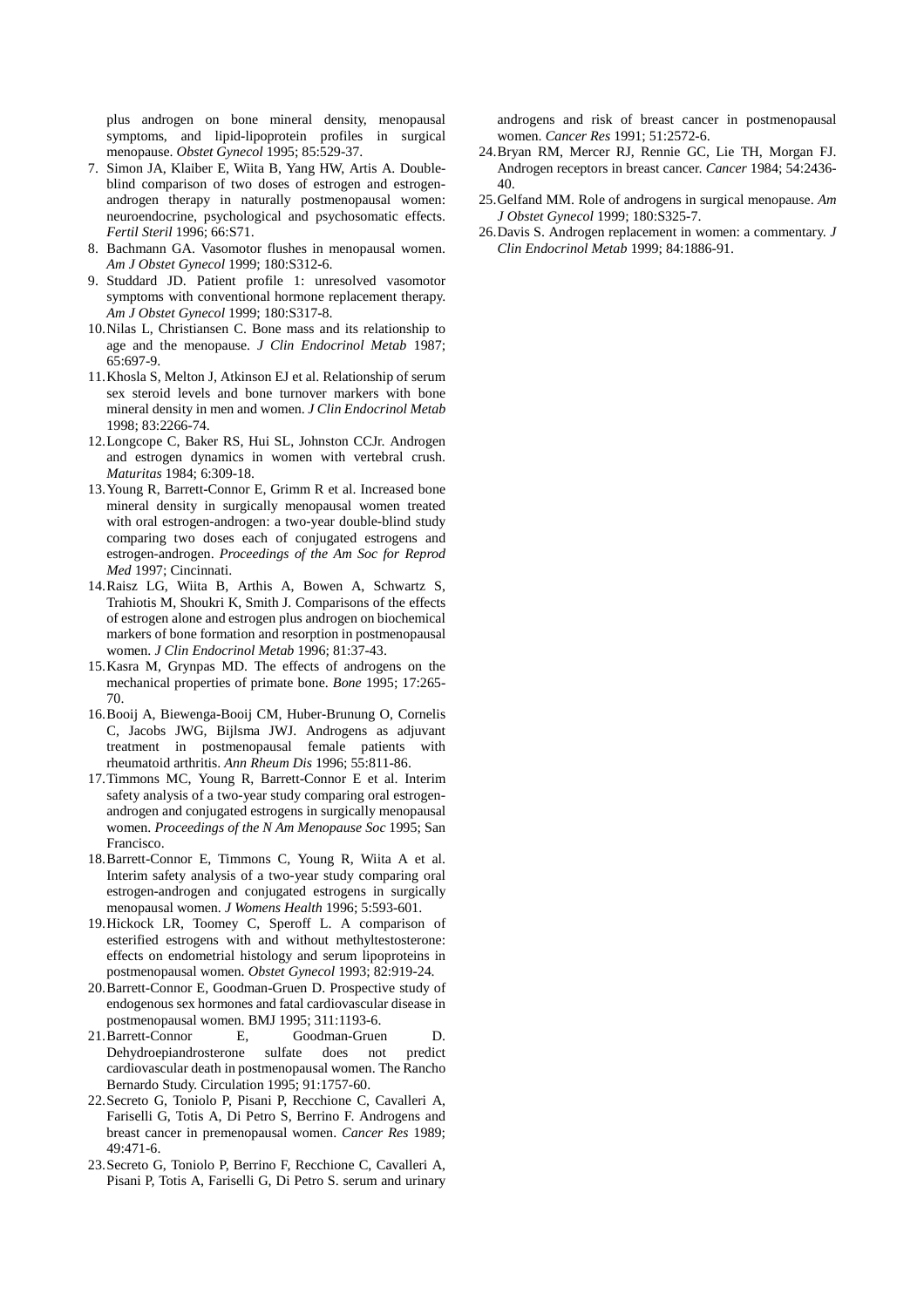plus androgen on bone mineral density, menopausal symptoms, and lipid-lipoprotein profiles in surgical menopause. *Obstet Gynecol* 1995; 85:529-37.

7. Simon JA, Klaiber E, Wiita B, Yang HW, Artis A. Double-blind comparison of two doses of estrogen and estrogen-androgen therapy in naturally postmenopausal women: neuroendocrine, psychological and psychosomatic effects. *Fertil Steril* 1996; 66:S71.
8. Bachmann GA. Vasomotor flushes in menopausal women. *Am J Obstet Gynecol* 1999; 180:S312-6.
9. Studdard JD. Patient profile 1: unresolved vasomotor symptoms with conventional hormone replacement therapy. *Am J Obstet Gynecol* 1999; 180:S317-8.
10. Nilas L, Christiansen C. Bone mass and its relationship to age and the menopause. *J Clin Endocrinol Metab* 1987; 65:697-9.
11. Khosla S, Melton J, Atkinson EJ et al. Relationship of serum sex steroid levels and bone turnover markers with bone mineral density in men and women. *J Clin Endocrinol Metab* 1998; 83:2266-74.
12. Longcope C, Baker RS, Hui SL, Johnston CCJr. Androgen and estrogen dynamics in women with vertebral crush. *Maturitas* 1984; 6:309-18.
13. Young R, Barrett-Connor E, Grimm R et al. Increased bone mineral density in surgically menopausal women treated with oral estrogen-androgen: a two-year double-blind study comparing two doses each of conjugated estrogens and estrogen-androgen. *Proceedings of the Am Soc for Reprod Med* 1997; Cincinnati.
14. Raisz LG, Wiita B, Arthis A, Bowen A, Schwartz S, Trahiotis M, Shoukri K, Smith J. Comparisons of the effects of estrogen alone and estrogen plus androgen on biochemical markers of bone formation and resorption in postmenopausal women. *J Clin Endocrinol Metab* 1996; 81:37-43.
15. Kasra M, Grynpas MD. The effects of androgens on the mechanical properties of primate bone. *Bone* 1995; 17:265-70.
16. Booij A, Biewenga-Booij CM, Huber-Brunung O, Cornelis C, Jacobs JWG, Bijlsma JWJ. Androgens as adjuvant treatment in postmenopausal female patients with rheumatoid arthritis. *Ann Rheum Dis* 1996; 55:811-86.
17. Timmons MC, Young R, Barrett-Connor E et al. Interim safety analysis of a two-year study comparing oral estrogen-androgen and conjugated estrogens in surgically menopausal women. *Proceedings of the N Am Menopause Soc* 1995; San Francisco.
18. Barrett-Connor E, Timmons C, Young R, Wiita A et al. Interim safety analysis of a two-year study comparing oral estrogen-androgen and conjugated estrogens in surgically menopausal women. *J Womens Health* 1996; 5:593-601.
19. Hickock LR, Toomey C, Speroff L. A comparison of esterified estrogens with and without methyltestosterone: effects on endometrial histology and serum lipoproteins in postmenopausal women. *Obstet Gynecol* 1993; 82:919-24.
20. Barrett-Connor E, Goodman-Gruen D. Prospective study of endogenous sex hormones and fatal cardiovascular disease in postmenopausal women. BMJ 1995; 311:1193-6.
21. Barrett-Connor E, Goodman-Gruen D. Dehydroepiandrosterone sulfate does not predict cardiovascular death in postmenopausal women. The Rancho Bernardo Study. Circulation 1995; 91:1757-60.
22. Secreto G, Toniolo P, Pisani P, Recchione C, Cavalleri A, Fariselli G, Totis A, Di Petro S, Berrino F. Androgens and breast cancer in premenopausal women. *Cancer Res* 1989; 49:471-6.
23. Secreto G, Toniolo P, Berrino F, Recchione C, Cavalleri A, Pisani P, Totis A, Fariselli G, Di Petro S. serum and urinary androgens and risk of breast cancer in postmenopausal women. *Cancer Res* 1991; 51:2572-6.
24. Bryan RM, Mercer RJ, Rennie GC, Lie TH, Morgan FJ. Androgen receptors in breast cancer. *Cancer* 1984; 54:2436-40.
25. Gelfand MM. Role of androgens in surgical menopause. *Am J Obstet Gynecol* 1999; 180:S325-7.
26. Davis S. Androgen replacement in women: a commentary. *J Clin Endocrinol Metab* 1999; 84:1886-91.